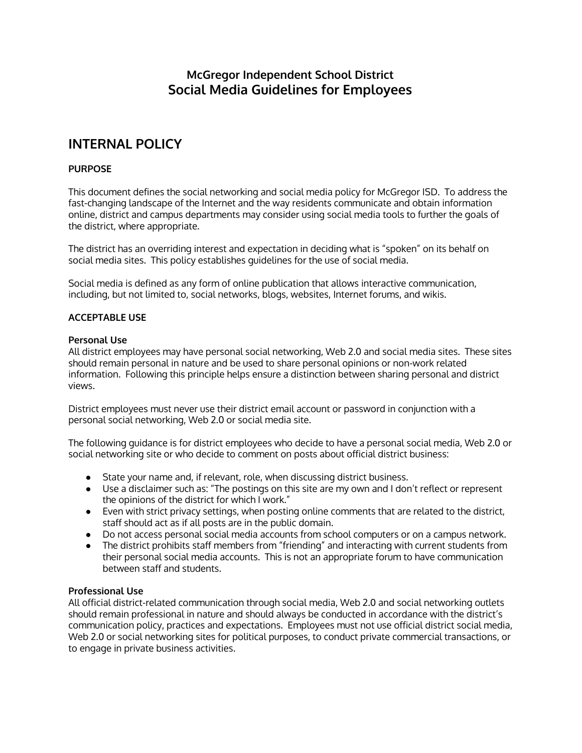# McGregor Independent School District
# Social Media Guidelines for Employees

## INTERNAL POLICY

**PURPOSE**

This document defines the social networking and social media policy for McGregor ISD. To address the fast-changing landscape of the Internet and the way residents communicate and obtain information online, district and campus departments may consider using social media tools to further the goals of the district, where appropriate.

The district has an overriding interest and expectation in deciding what is "spoken" on its behalf on social media sites. This policy establishes guidelines for the use of social media.

Social media is defined as any form of online publication that allows interactive communication, including, but not limited to, social networks, blogs, websites, Internet forums, and wikis.

**ACCEPTABLE USE**

**Personal Use**

All district employees may have personal social networking, Web 2.0 and social media sites. These sites should remain personal in nature and be used to share personal opinions or non-work related information. Following this principle helps ensure a distinction between sharing personal and district views.

District employees must never use their district email account or password in conjunction with a personal social networking, Web 2.0 or social media site.

The following guidance is for district employees who decide to have a personal social media, Web 2.0 or social networking site or who decide to comment on posts about official district business:

- State your name and, if relevant, role, when discussing district business.
- Use a disclaimer such as: "The postings on this site are my own and I don't reflect or represent the opinions of the district for which I work."
- Even with strict privacy settings, when posting online comments that are related to the district, staff should act as if all posts are in the public domain.
- Do not access personal social media accounts from school computers or on a campus network.
- The district prohibits staff members from "friending" and interacting with current students from their personal social media accounts. This is not an appropriate forum to have communication between staff and students.

**Professional Use**

All official district-related communication through social media, Web 2.0 and social networking outlets should remain professional in nature and should always be conducted in accordance with the district's communication policy, practices and expectations. Employees must not use official district social media, Web 2.0 or social networking sites for political purposes, to conduct private commercial transactions, or to engage in private business activities.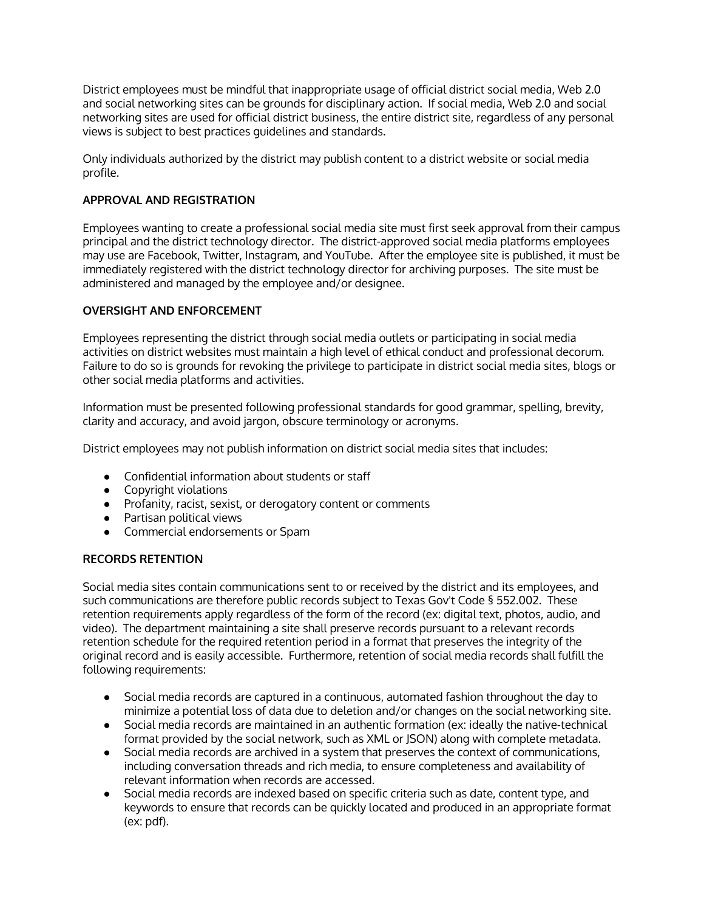District employees must be mindful that inappropriate usage of official district social media, Web 2.0 and social networking sites can be grounds for disciplinary action. If social media, Web 2.0 and social networking sites are used for official district business, the entire district site, regardless of any personal views is subject to best practices guidelines and standards.

Only individuals authorized by the district may publish content to a district website or social media profile.

**APPROVAL AND REGISTRATION**

Employees wanting to create a professional social media site must first seek approval from their campus principal and the district technology director. The district-approved social media platforms employees may use are Facebook, Twitter, Instagram, and YouTube. After the employee site is published, it must be immediately registered with the district technology director for archiving purposes. The site must be administered and managed by the employee and/or designee.

**OVERSIGHT AND ENFORCEMENT**

Employees representing the district through social media outlets or participating in social media activities on district websites must maintain a high level of ethical conduct and professional decorum. Failure to do so is grounds for revoking the privilege to participate in district social media sites, blogs or other social media platforms and activities.

Information must be presented following professional standards for good grammar, spelling, brevity, clarity and accuracy, and avoid jargon, obscure terminology or acronyms.

District employees may not publish information on district social media sites that includes:

- Confidential information about students or staff
- Copyright violations
- Profanity, racist, sexist, or derogatory content or comments
- Partisan political views
- Commercial endorsements or Spam

**RECORDS RETENTION**

Social media sites contain communications sent to or received by the district and its employees, and such communications are therefore public records subject to Texas Gov't Code § 552.002. These retention requirements apply regardless of the form of the record (ex: digital text, photos, audio, and video). The department maintaining a site shall preserve records pursuant to a relevant records retention schedule for the required retention period in a format that preserves the integrity of the original record and is easily accessible. Furthermore, retention of social media records shall fulfill the following requirements:

- Social media records are captured in a continuous, automated fashion throughout the day to minimize a potential loss of data due to deletion and/or changes on the social networking site.
- Social media records are maintained in an authentic formation (ex: ideally the native-technical format provided by the social network, such as XML or JSON) along with complete metadata.
- Social media records are archived in a system that preserves the context of communications, including conversation threads and rich media, to ensure completeness and availability of relevant information when records are accessed.
- Social media records are indexed based on specific criteria such as date, content type, and keywords to ensure that records can be quickly located and produced in an appropriate format (ex: pdf).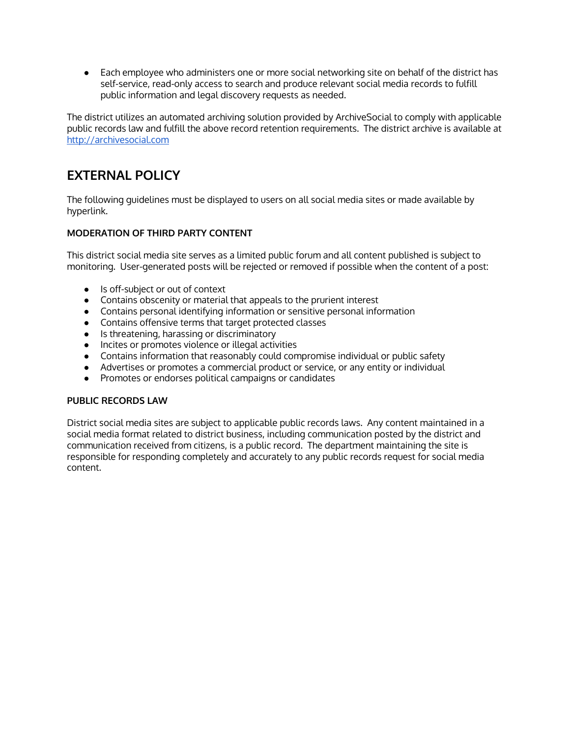- Each employee who administers one or more social networking site on behalf of the district has self-service, read-only access to search and produce relevant social media records to fulfill public information and legal discovery requests as needed.

The district utilizes an automated archiving solution provided by ArchiveSocial to comply with applicable public records law and fulfill the above record retention requirements. The district archive is available at [http://archivesocial.com](http://archivesocial.com)

## EXTERNAL POLICY

The following guidelines must be displayed to users on all social media sites or made available by hyperlink.

### MODERATION OF THIRD PARTY CONTENT

This district social media site serves as a limited public forum and all content published is subject to monitoring. User-generated posts will be rejected or removed if possible when the content of a post:

- Is off-subject or out of context
- Contains obscenity or material that appeals to the prurient interest
- Contains personal identifying information or sensitive personal information
- Contains offensive terms that target protected classes
- Is threatening, harassing or discriminatory
- Incites or promotes violence or illegal activities
- Contains information that reasonably could compromise individual or public safety
- Advertises or promotes a commercial product or service, or any entity or individual
- Promotes or endorses political campaigns or candidates

### PUBLIC RECORDS LAW

District social media sites are subject to applicable public records laws. Any content maintained in a social media format related to district business, including communication posted by the district and communication received from citizens, is a public record. The department maintaining the site is responsible for responding completely and accurately to any public records request for social media content.